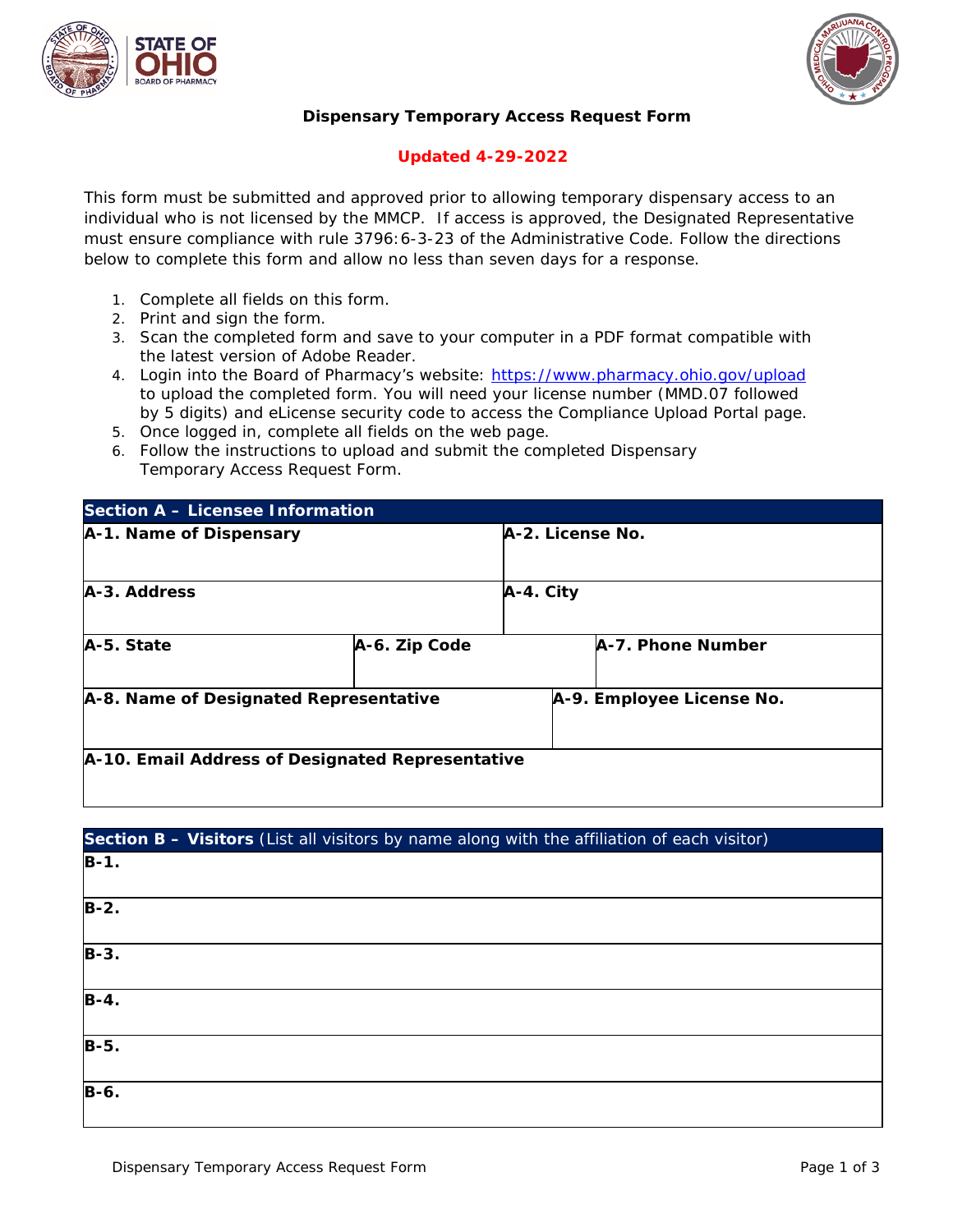# Dispensary Temporary Access Request Form

**Updated 4-29-2022**

This form must be submitted and approved prior to allowing temporary dispensary access to an individual who is not licensed by the MMCP. If access is approved, the Designated Representative must ensure compliance with rule 3796:6-3-23 of the Administrative Code. Follow the directions below to complete this form and allow no less than seven days for a response.

1. Complete all fields on this form.
2. Print and sign the form.
3. Scan the completed form and save to your computer in a PDF format compatible with the latest version of Adobe Reader.
4. Login into the Board of Pharmacy's website: https://www.pharmacy.ohio.gov/upload to upload the completed form. You will need your license number (MMD.07 followed by 5 digits) and eLicense security code to access the Compliance Upload Portal page.
5. Once logged in, complete all fields on the web page.
6. Follow the instructions to upload and submit the completed Dispensary Temporary Access Request Form.

## Section A – Licensee Information

| A-1. Name of Dispensary | | A-2. License No. |
|---|---|---|
| | | |
| **A-3. Address** | | **A-4. City** |
| | | |
| **A-5. State** | **A-6. Zip Code** | **A-7. Phone Number** |
| | | |
| **A-8. Name of Designated Representative** | | **A-9. Employee License No.** |
| | | |
| **A-10. Email Address of Designated Representative** | | |
| | | |

## Section B – Visitors (List all visitors by name along with the affiliation of each visitor)

**B-1.**

**B-2.**

**B-3.**

**B-4.**

**B-5.**

**B-6.**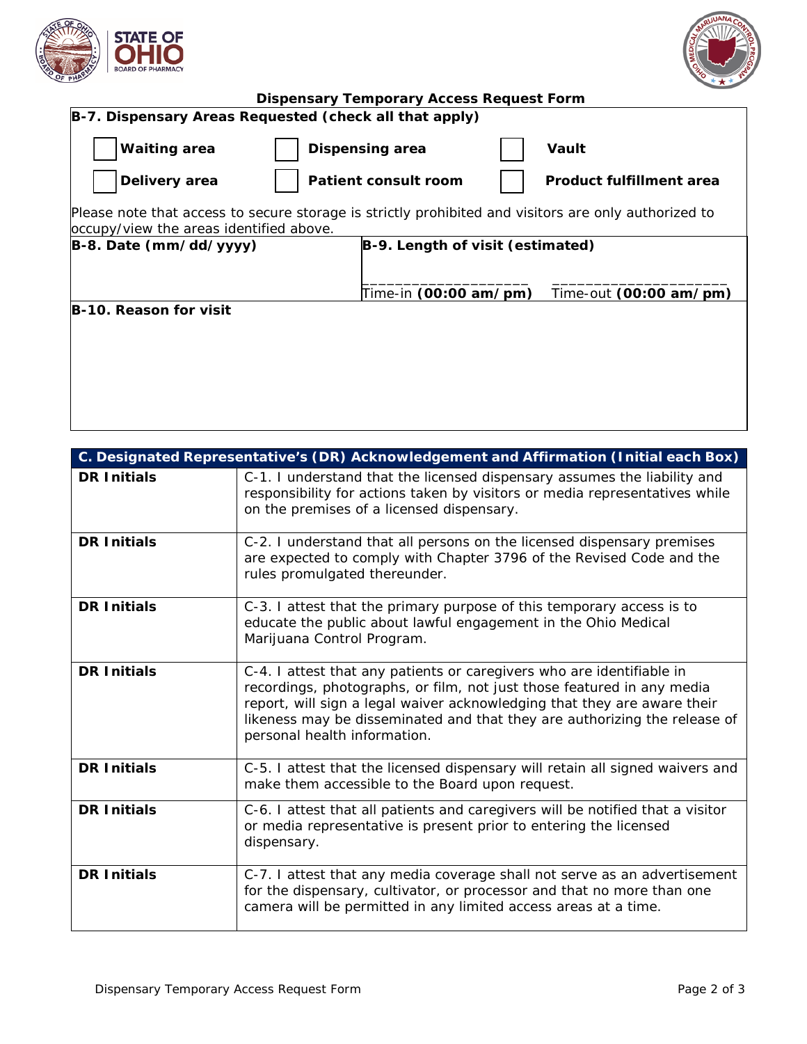## Dispensary Temporary Access Request Form

**B-7. Dispensary Areas Requested (check all that apply)**

- [ ] **Waiting area**
- [ ] **Dispensing area**
- [ ] **Vault**
- [ ] **Delivery area**
- [ ] **Patient consult room**
- [ ] **Product fulfillment area**

Please note that access to secure storage is strictly prohibited and visitors are only authorized to occupy/view the areas identified above.

| **B-8. Date (mm/dd/yyyy)** | **B-9. Length of visit (estimated)** | |
|---|---|---|
| | ____________________ Time-in **(00:00 am/pm)** | ____________________ Time-out **(00:00 am/pm)** |

**B-10. Reason for visit**

| **C. Designated Representative's (DR) Acknowledgement and Affirmation (Initial each Box)** | |
|---|---|
| **DR Initials** | C-1. I understand that the licensed dispensary assumes the liability and responsibility for actions taken by visitors or media representatives while on the premises of a licensed dispensary. |
| **DR Initials** | C-2. I understand that all persons on the licensed dispensary premises are expected to comply with Chapter 3796 of the Revised Code and the rules promulgated thereunder. |
| **DR Initials** | C-3. I attest that the primary purpose of this temporary access is to educate the public about lawful engagement in the Ohio Medical Marijuana Control Program. |
| **DR Initials** | C-4. I attest that any patients or caregivers who are identifiable in recordings, photographs, or film, not just those featured in any media report, will sign a legal waiver acknowledging that they are aware their likeness may be disseminated and that they are authorizing the release of personal health information. |
| **DR Initials** | C-5. I attest that the licensed dispensary will retain all signed waivers and make them accessible to the Board upon request. |
| **DR Initials** | C-6. I attest that all patients and caregivers will be notified that a visitor or media representative is present prior to entering the licensed dispensary. |
| **DR Initials** | C-7. I attest that any media coverage shall not serve as an advertisement for the dispensary, cultivator, or processor and that no more than one camera will be permitted in any limited access areas at a time. |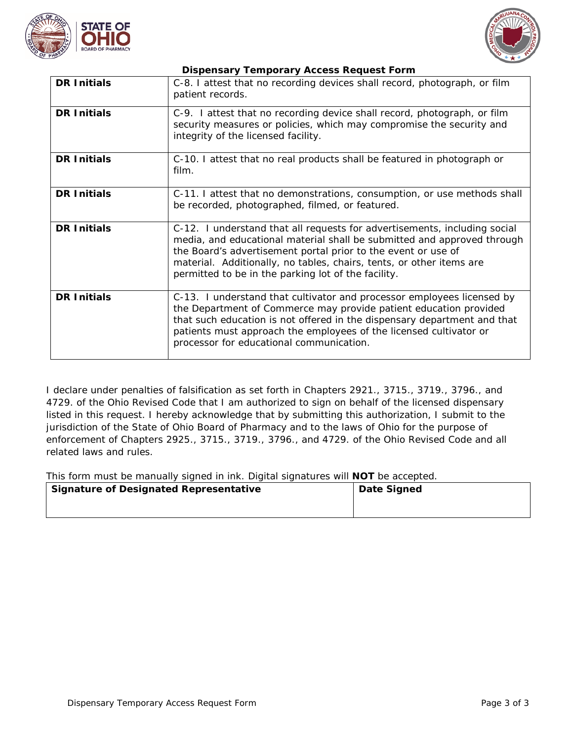**Dispensary Temporary Access Request Form**

| | |
|---|---|
| **DR Initials** | C-8. I attest that no recording devices shall record, photograph, or film patient records. |
| **DR Initials** | C-9. I attest that no recording device shall record, photograph, or film security measures or policies, which may compromise the security and integrity of the licensed facility. |
| **DR Initials** | C-10. I attest that no real products shall be featured in photograph or film. |
| **DR Initials** | C-11. I attest that no demonstrations, consumption, or use methods shall be recorded, photographed, filmed, or featured. |
| **DR Initials** | C-12. I understand that all requests for advertisements, including social media, and educational material shall be submitted and approved through the Board's advertisement portal prior to the event or use of material. Additionally, no tables, chairs, tents, or other items are permitted to be in the parking lot of the facility. |
| **DR Initials** | C-13. I understand that cultivator and processor employees licensed by the Department of Commerce may provide patient education provided that such education is not offered in the dispensary department and that patients must approach the employees of the licensed cultivator or processor for educational communication. |

I declare under penalties of falsification as set forth in Chapters 2921., 3715., 3719., 3796., and 4729. of the Ohio Revised Code that I am authorized to sign on behalf of the licensed dispensary listed in this request. I hereby acknowledge that by submitting this authorization, I submit to the jurisdiction of the State of Ohio Board of Pharmacy and to the laws of Ohio for the purpose of enforcement of Chapters 2925., 3715., 3719., 3796., and 4729. of the Ohio Revised Code and all related laws and rules.

This form must be manually signed in ink. Digital signatures will **NOT** be accepted.

| **Signature of Designated Representative** | **Date Signed** |
|---|---|
| | |